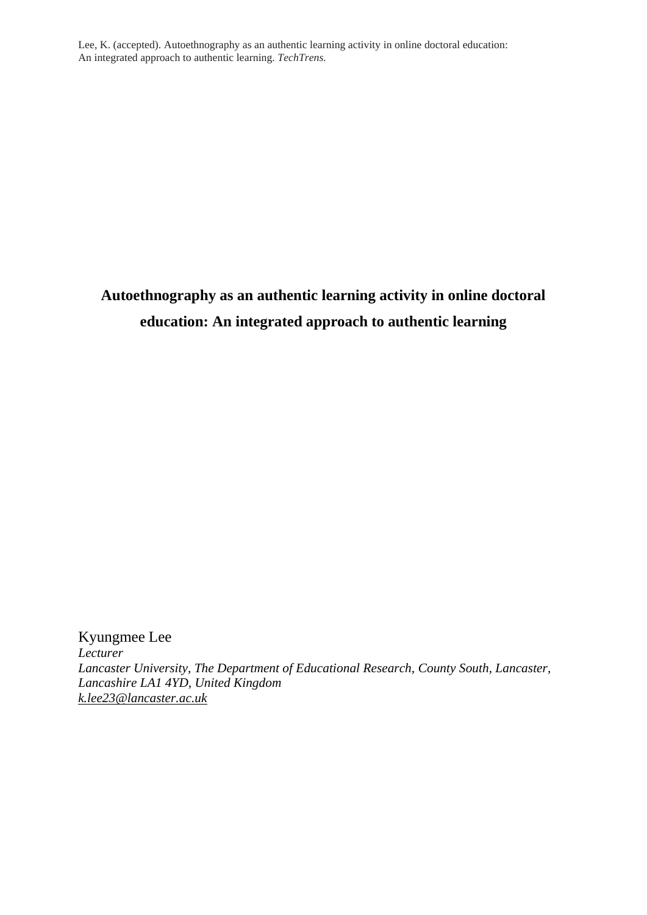Lee, K. (accepted). Autoethnography as an authentic learning activity in online doctoral education: An integrated approach to authentic learning. *TechTrens.*

# Autoethnography as an authentic learning activity in online doctoral education: An integrated approach to authentic learning

Kyungmee Lee
*Lecturer*
*Lancaster University, The Department of Educational Research, County South, Lancaster, Lancashire LA1 4YD, United Kingdom*
*k.lee23@lancaster.ac.uk*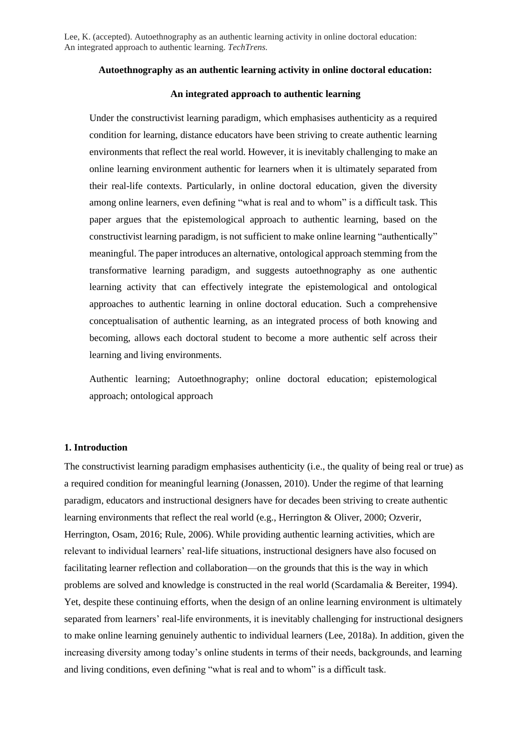Lee, K. (accepted). Autoethnography as an authentic learning activity in online doctoral education: An integrated approach to authentic learning. *TechTrens.*

**Autoethnography as an authentic learning activity in online doctoral education:**

**An integrated approach to authentic learning**

Under the constructivist learning paradigm, which emphasises authenticity as a required condition for learning, distance educators have been striving to create authentic learning environments that reflect the real world. However, it is inevitably challenging to make an online learning environment authentic for learners when it is ultimately separated from their real-life contexts. Particularly, in online doctoral education, given the diversity among online learners, even defining "what is real and to whom" is a difficult task. This paper argues that the epistemological approach to authentic learning, based on the constructivist learning paradigm, is not sufficient to make online learning "authentically" meaningful. The paper introduces an alternative, ontological approach stemming from the transformative learning paradigm, and suggests autoethnography as one authentic learning activity that can effectively integrate the epistemological and ontological approaches to authentic learning in online doctoral education. Such a comprehensive conceptualisation of authentic learning, as an integrated process of both knowing and becoming, allows each doctoral student to become a more authentic self across their learning and living environments.

Authentic learning; Autoethnography; online doctoral education; epistemological approach; ontological approach

## 1. Introduction

The constructivist learning paradigm emphasises authenticity (i.e., the quality of being real or true) as a required condition for meaningful learning (Jonassen, 2010). Under the regime of that learning paradigm, educators and instructional designers have for decades been striving to create authentic learning environments that reflect the real world (e.g., Herrington & Oliver, 2000; Ozverir, Herrington, Osam, 2016; Rule, 2006). While providing authentic learning activities, which are relevant to individual learners' real-life situations, instructional designers have also focused on facilitating learner reflection and collaboration—on the grounds that this is the way in which problems are solved and knowledge is constructed in the real world (Scardamalia & Bereiter, 1994). Yet, despite these continuing efforts, when the design of an online learning environment is ultimately separated from learners' real-life environments, it is inevitably challenging for instructional designers to make online learning genuinely authentic to individual learners (Lee, 2018a). In addition, given the increasing diversity among today's online students in terms of their needs, backgrounds, and learning and living conditions, even defining "what is real and to whom" is a difficult task.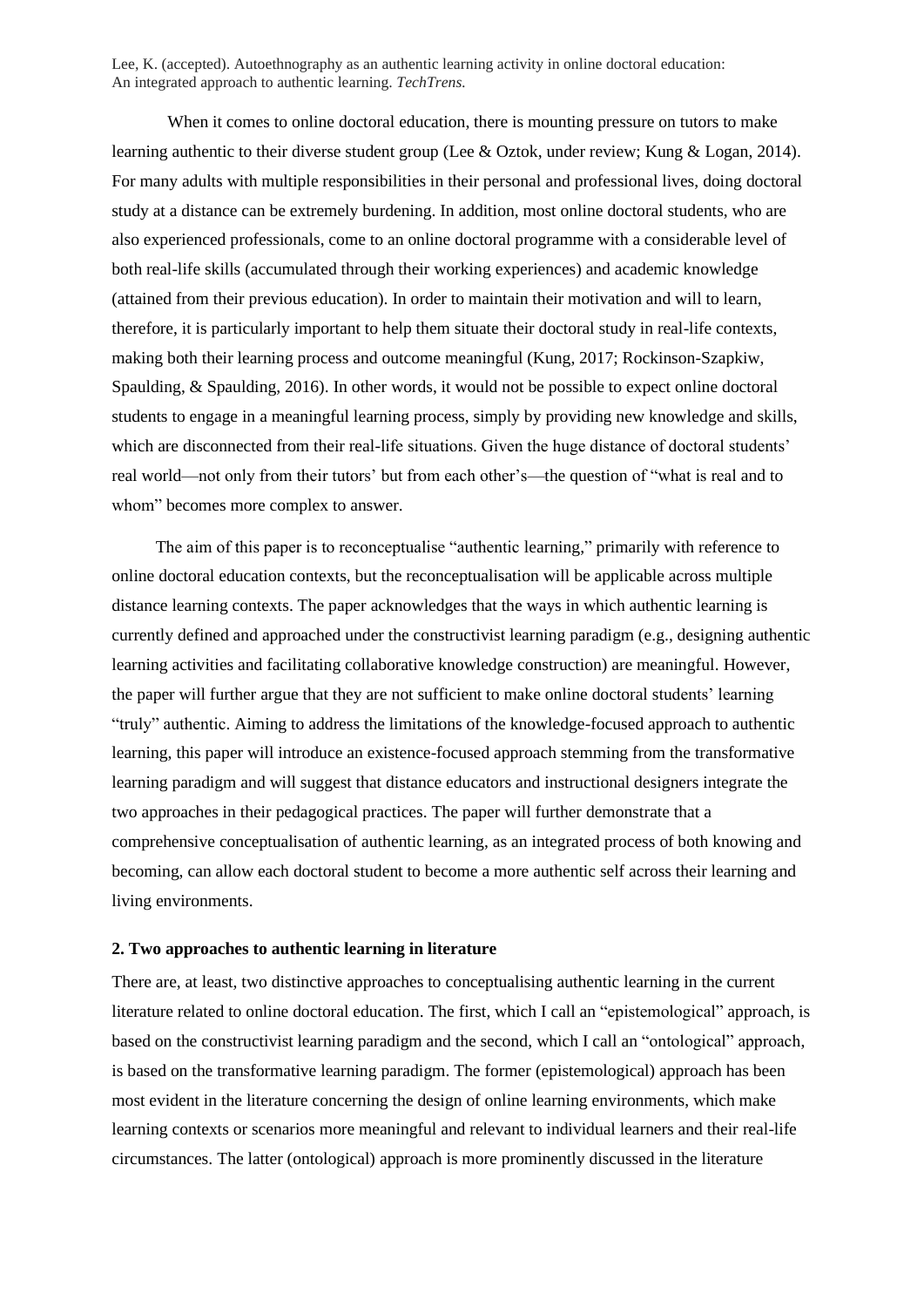When it comes to online doctoral education, there is mounting pressure on tutors to make learning authentic to their diverse student group (Lee & Oztok, under review; Kung & Logan, 2014). For many adults with multiple responsibilities in their personal and professional lives, doing doctoral study at a distance can be extremely burdening. In addition, most online doctoral students, who are also experienced professionals, come to an online doctoral programme with a considerable level of both real-life skills (accumulated through their working experiences) and academic knowledge (attained from their previous education). In order to maintain their motivation and will to learn, therefore, it is particularly important to help them situate their doctoral study in real-life contexts, making both their learning process and outcome meaningful (Kung, 2017; Rockinson-Szapkiw, Spaulding, & Spaulding, 2016). In other words, it would not be possible to expect online doctoral students to engage in a meaningful learning process, simply by providing new knowledge and skills, which are disconnected from their real-life situations. Given the huge distance of doctoral students' real world—not only from their tutors' but from each other's—the question of "what is real and to whom" becomes more complex to answer.

The aim of this paper is to reconceptualise "authentic learning," primarily with reference to online doctoral education contexts, but the reconceptualisation will be applicable across multiple distance learning contexts. The paper acknowledges that the ways in which authentic learning is currently defined and approached under the constructivist learning paradigm (e.g., designing authentic learning activities and facilitating collaborative knowledge construction) are meaningful. However, the paper will further argue that they are not sufficient to make online doctoral students' learning "truly" authentic. Aiming to address the limitations of the knowledge-focused approach to authentic learning, this paper will introduce an existence-focused approach stemming from the transformative learning paradigm and will suggest that distance educators and instructional designers integrate the two approaches in their pedagogical practices. The paper will further demonstrate that a comprehensive conceptualisation of authentic learning, as an integrated process of both knowing and becoming, can allow each doctoral student to become a more authentic self across their learning and living environments.

## 2. Two approaches to authentic learning in literature

There are, at least, two distinctive approaches to conceptualising authentic learning in the current literature related to online doctoral education. The first, which I call an "epistemological" approach, is based on the constructivist learning paradigm and the second, which I call an "ontological" approach, is based on the transformative learning paradigm. The former (epistemological) approach has been most evident in the literature concerning the design of online learning environments, which make learning contexts or scenarios more meaningful and relevant to individual learners and their real-life circumstances. The latter (ontological) approach is more prominently discussed in the literature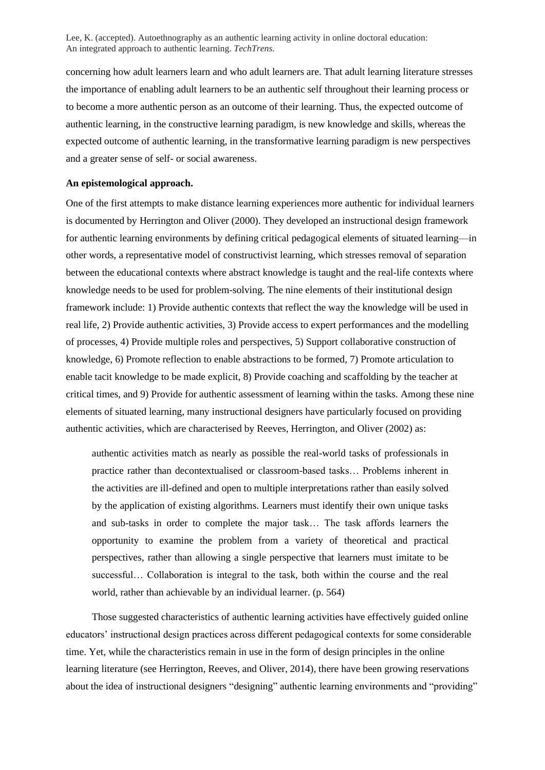concerning how adult learners learn and who adult learners are. That adult learning literature stresses the importance of enabling adult learners to be an authentic self throughout their learning process or to become a more authentic person as an outcome of their learning. Thus, the expected outcome of authentic learning, in the constructive learning paradigm, is new knowledge and skills, whereas the expected outcome of authentic learning, in the transformative learning paradigm is new perspectives and a greater sense of self- or social awareness.

**An epistemological approach.**

One of the first attempts to make distance learning experiences more authentic for individual learners is documented by Herrington and Oliver (2000). They developed an instructional design framework for authentic learning environments by defining critical pedagogical elements of situated learning—in other words, a representative model of constructivist learning, which stresses removal of separation between the educational contexts where abstract knowledge is taught and the real-life contexts where knowledge needs to be used for problem-solving. The nine elements of their institutional design framework include: 1) Provide authentic contexts that reflect the way the knowledge will be used in real life, 2) Provide authentic activities, 3) Provide access to expert performances and the modelling of processes, 4) Provide multiple roles and perspectives, 5) Support collaborative construction of knowledge, 6) Promote reflection to enable abstractions to be formed, 7) Promote articulation to enable tacit knowledge to be made explicit, 8) Provide coaching and scaffolding by the teacher at critical times, and 9) Provide for authentic assessment of learning within the tasks. Among these nine elements of situated learning, many instructional designers have particularly focused on providing authentic activities, which are characterised by Reeves, Herrington, and Oliver (2002) as:

> authentic activities match as nearly as possible the real-world tasks of professionals in practice rather than decontextualised or classroom-based tasks… Problems inherent in the activities are ill-defined and open to multiple interpretations rather than easily solved by the application of existing algorithms. Learners must identify their own unique tasks and sub-tasks in order to complete the major task… The task affords learners the opportunity to examine the problem from a variety of theoretical and practical perspectives, rather than allowing a single perspective that learners must imitate to be successful… Collaboration is integral to the task, both within the course and the real world, rather than achievable by an individual learner. (p. 564)

Those suggested characteristics of authentic learning activities have effectively guided online educators' instructional design practices across different pedagogical contexts for some considerable time. Yet, while the characteristics remain in use in the form of design principles in the online learning literature (see Herrington, Reeves, and Oliver, 2014), there have been growing reservations about the idea of instructional designers "designing" authentic learning environments and "providing"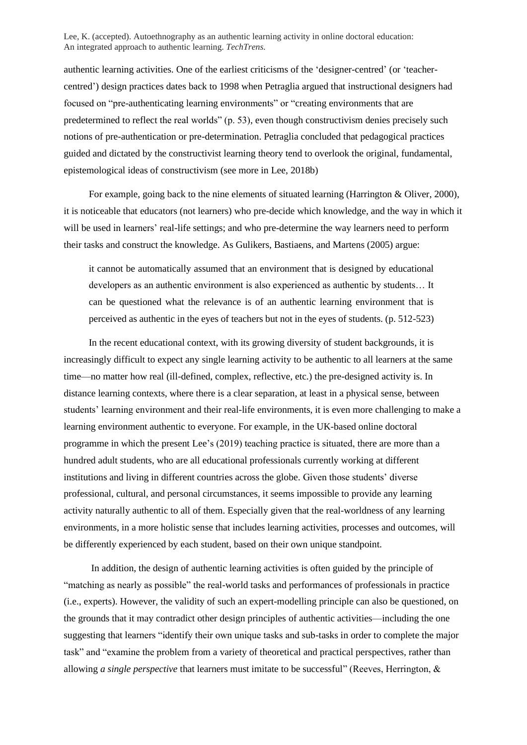authentic learning activities. One of the earliest criticisms of the 'designer-centred' (or 'teacher-centred') design practices dates back to 1998 when Petraglia argued that instructional designers had focused on "pre-authenticating learning environments" or "creating environments that are predetermined to reflect the real worlds" (p. 53), even though constructivism denies precisely such notions of pre-authentication or pre-determination. Petraglia concluded that pedagogical practices guided and dictated by the constructivist learning theory tend to overlook the original, fundamental, epistemological ideas of constructivism (see more in Lee, 2018b)

For example, going back to the nine elements of situated learning (Harrington & Oliver, 2000), it is noticeable that educators (not learners) who pre-decide which knowledge, and the way in which it will be used in learners' real-life settings; and who pre-determine the way learners need to perform their tasks and construct the knowledge. As Gulikers, Bastiaens, and Martens (2005) argue:

> it cannot be automatically assumed that an environment that is designed by educational developers as an authentic environment is also experienced as authentic by students… It can be questioned what the relevance is of an authentic learning environment that is perceived as authentic in the eyes of teachers but not in the eyes of students. (p. 512-523)

In the recent educational context, with its growing diversity of student backgrounds, it is increasingly difficult to expect any single learning activity to be authentic to all learners at the same time—no matter how real (ill-defined, complex, reflective, etc.) the pre-designed activity is. In distance learning contexts, where there is a clear separation, at least in a physical sense, between students' learning environment and their real-life environments, it is even more challenging to make a learning environment authentic to everyone. For example, in the UK-based online doctoral programme in which the present Lee's (2019) teaching practice is situated, there are more than a hundred adult students, who are all educational professionals currently working at different institutions and living in different countries across the globe. Given those students' diverse professional, cultural, and personal circumstances, it seems impossible to provide any learning activity naturally authentic to all of them. Especially given that the real-worldness of any learning environments, in a more holistic sense that includes learning activities, processes and outcomes, will be differently experienced by each student, based on their own unique standpoint.

In addition, the design of authentic learning activities is often guided by the principle of "matching as nearly as possible" the real-world tasks and performances of professionals in practice (i.e., experts). However, the validity of such an expert-modelling principle can also be questioned, on the grounds that it may contradict other design principles of authentic activities—including the one suggesting that learners "identify their own unique tasks and sub-tasks in order to complete the major task" and "examine the problem from a variety of theoretical and practical perspectives, rather than allowing *a single perspective* that learners must imitate to be successful" (Reeves, Herrington, &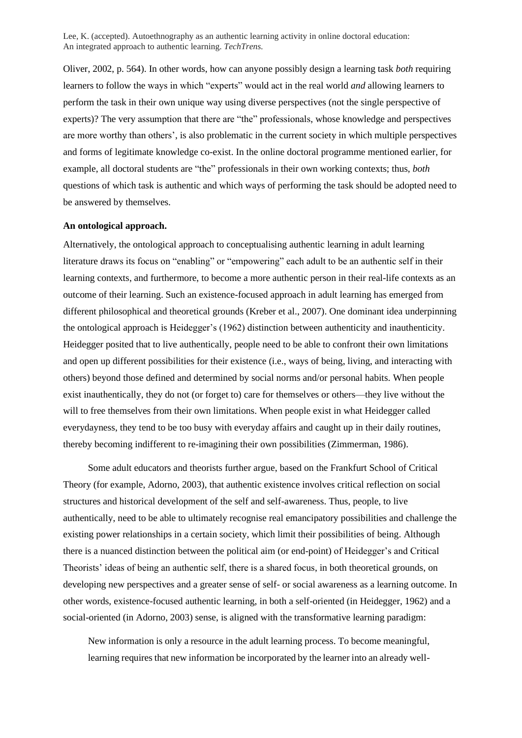Oliver, 2002, p. 564). In other words, how can anyone possibly design a learning task *both* requiring learners to follow the ways in which "experts" would act in the real world *and* allowing learners to perform the task in their own unique way using diverse perspectives (not the single perspective of experts)? The very assumption that there are "the" professionals, whose knowledge and perspectives are more worthy than others', is also problematic in the current society in which multiple perspectives and forms of legitimate knowledge co-exist. In the online doctoral programme mentioned earlier, for example, all doctoral students are "the" professionals in their own working contexts; thus, *both* questions of which task is authentic and which ways of performing the task should be adopted need to be answered by themselves.

**An ontological approach.**

Alternatively, the ontological approach to conceptualising authentic learning in adult learning literature draws its focus on "enabling" or "empowering" each adult to be an authentic self in their learning contexts, and furthermore, to become a more authentic person in their real-life contexts as an outcome of their learning. Such an existence-focused approach in adult learning has emerged from different philosophical and theoretical grounds (Kreber et al., 2007). One dominant idea underpinning the ontological approach is Heidegger's (1962) distinction between authenticity and inauthenticity. Heidegger posited that to live authentically, people need to be able to confront their own limitations and open up different possibilities for their existence (i.e., ways of being, living, and interacting with others) beyond those defined and determined by social norms and/or personal habits. When people exist inauthentically, they do not (or forget to) care for themselves or others—they live without the will to free themselves from their own limitations. When people exist in what Heidegger called everydayness, they tend to be too busy with everyday affairs and caught up in their daily routines, thereby becoming indifferent to re-imagining their own possibilities (Zimmerman, 1986).

Some adult educators and theorists further argue, based on the Frankfurt School of Critical Theory (for example, Adorno, 2003), that authentic existence involves critical reflection on social structures and historical development of the self and self-awareness. Thus, people, to live authentically, need to be able to ultimately recognise real emancipatory possibilities and challenge the existing power relationships in a certain society, which limit their possibilities of being. Although there is a nuanced distinction between the political aim (or end-point) of Heidegger's and Critical Theorists' ideas of being an authentic self, there is a shared focus, in both theoretical grounds, on developing new perspectives and a greater sense of self- or social awareness as a learning outcome. In other words, existence-focused authentic learning, in both a self-oriented (in Heidegger, 1962) and a social-oriented (in Adorno, 2003) sense, is aligned with the transformative learning paradigm:

> New information is only a resource in the adult learning process. To become meaningful, learning requires that new information be incorporated by the learner into an already well-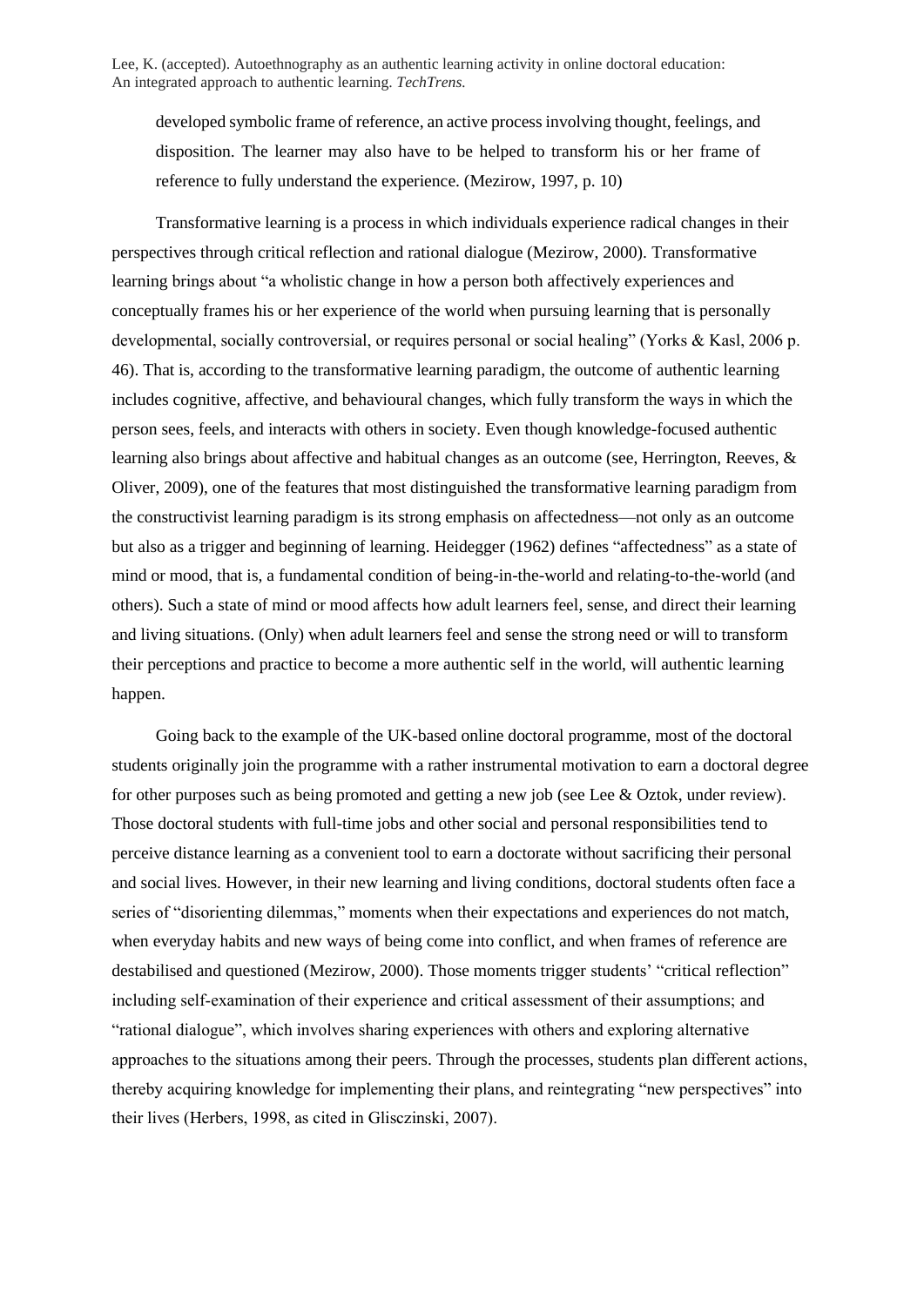> developed symbolic frame of reference, an active process involving thought, feelings, and disposition. The learner may also have to be helped to transform his or her frame of reference to fully understand the experience. (Mezirow, 1997, p. 10)

Transformative learning is a process in which individuals experience radical changes in their perspectives through critical reflection and rational dialogue (Mezirow, 2000). Transformative learning brings about "a wholistic change in how a person both affectively experiences and conceptually frames his or her experience of the world when pursuing learning that is personally developmental, socially controversial, or requires personal or social healing" (Yorks & Kasl, 2006 p. 46). That is, according to the transformative learning paradigm, the outcome of authentic learning includes cognitive, affective, and behavioural changes, which fully transform the ways in which the person sees, feels, and interacts with others in society. Even though knowledge-focused authentic learning also brings about affective and habitual changes as an outcome (see, Herrington, Reeves, & Oliver, 2009), one of the features that most distinguished the transformative learning paradigm from the constructivist learning paradigm is its strong emphasis on affectedness—not only as an outcome but also as a trigger and beginning of learning. Heidegger (1962) defines "affectedness" as a state of mind or mood, that is, a fundamental condition of being-in-the-world and relating-to-the-world (and others). Such a state of mind or mood affects how adult learners feel, sense, and direct their learning and living situations. (Only) when adult learners feel and sense the strong need or will to transform their perceptions and practice to become a more authentic self in the world, will authentic learning happen.

Going back to the example of the UK-based online doctoral programme, most of the doctoral students originally join the programme with a rather instrumental motivation to earn a doctoral degree for other purposes such as being promoted and getting a new job (see Lee & Oztok, under review). Those doctoral students with full-time jobs and other social and personal responsibilities tend to perceive distance learning as a convenient tool to earn a doctorate without sacrificing their personal and social lives. However, in their new learning and living conditions, doctoral students often face a series of "disorienting dilemmas," moments when their expectations and experiences do not match, when everyday habits and new ways of being come into conflict, and when frames of reference are destabilised and questioned (Mezirow, 2000). Those moments trigger students' "critical reflection" including self-examination of their experience and critical assessment of their assumptions; and "rational dialogue", which involves sharing experiences with others and exploring alternative approaches to the situations among their peers. Through the processes, students plan different actions, thereby acquiring knowledge for implementing their plans, and reintegrating "new perspectives" into their lives (Herbers, 1998, as cited in Glisczinski, 2007).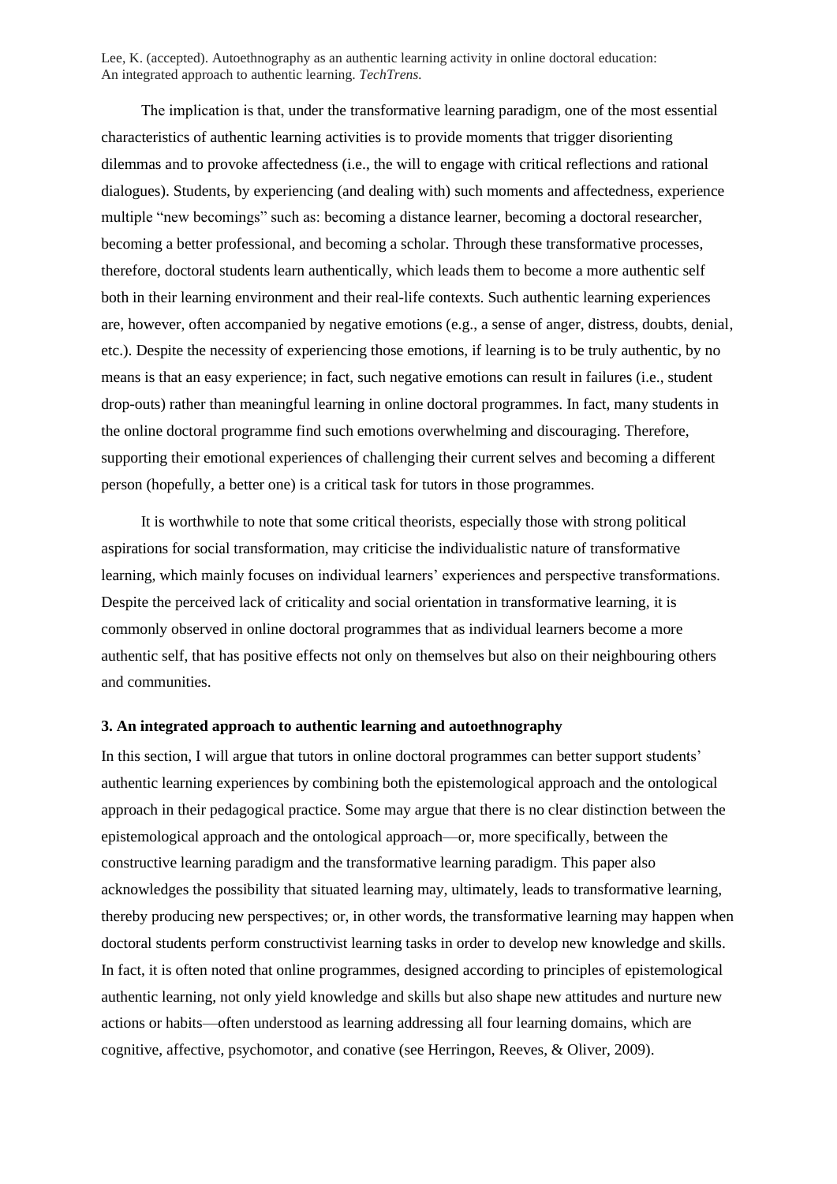The implication is that, under the transformative learning paradigm, one of the most essential characteristics of authentic learning activities is to provide moments that trigger disorienting dilemmas and to provoke affectedness (i.e., the will to engage with critical reflections and rational dialogues). Students, by experiencing (and dealing with) such moments and affectedness, experience multiple "new becomings" such as: becoming a distance learner, becoming a doctoral researcher, becoming a better professional, and becoming a scholar. Through these transformative processes, therefore, doctoral students learn authentically, which leads them to become a more authentic self both in their learning environment and their real-life contexts. Such authentic learning experiences are, however, often accompanied by negative emotions (e.g., a sense of anger, distress, doubts, denial, etc.). Despite the necessity of experiencing those emotions, if learning is to be truly authentic, by no means is that an easy experience; in fact, such negative emotions can result in failures (i.e., student drop-outs) rather than meaningful learning in online doctoral programmes. In fact, many students in the online doctoral programme find such emotions overwhelming and discouraging. Therefore, supporting their emotional experiences of challenging their current selves and becoming a different person (hopefully, a better one) is a critical task for tutors in those programmes.

It is worthwhile to note that some critical theorists, especially those with strong political aspirations for social transformation, may criticise the individualistic nature of transformative learning, which mainly focuses on individual learners' experiences and perspective transformations. Despite the perceived lack of criticality and social orientation in transformative learning, it is commonly observed in online doctoral programmes that as individual learners become a more authentic self, that has positive effects not only on themselves but also on their neighbouring others and communities.

## 3. An integrated approach to authentic learning and autoethnography

In this section, I will argue that tutors in online doctoral programmes can better support students' authentic learning experiences by combining both the epistemological approach and the ontological approach in their pedagogical practice. Some may argue that there is no clear distinction between the epistemological approach and the ontological approach—or, more specifically, between the constructive learning paradigm and the transformative learning paradigm. This paper also acknowledges the possibility that situated learning may, ultimately, leads to transformative learning, thereby producing new perspectives; or, in other words, the transformative learning may happen when doctoral students perform constructivist learning tasks in order to develop new knowledge and skills. In fact, it is often noted that online programmes, designed according to principles of epistemological authentic learning, not only yield knowledge and skills but also shape new attitudes and nurture new actions or habits—often understood as learning addressing all four learning domains, which are cognitive, affective, psychomotor, and conative (see Herrington, Reeves, & Oliver, 2009).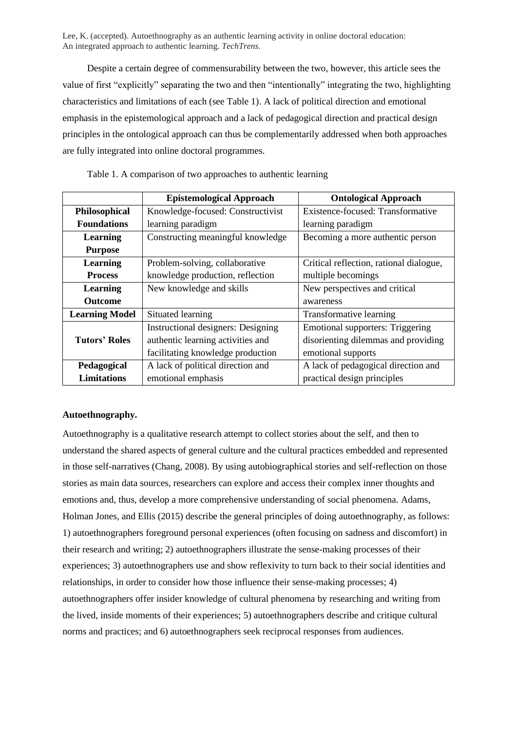Despite a certain degree of commensurability between the two, however, this article sees the value of first "explicitly" separating the two and then "intentionally" integrating the two, highlighting characteristics and limitations of each (see Table 1). A lack of political direction and emotional emphasis in the epistemological approach and a lack of pedagogical direction and practical design principles in the ontological approach can thus be complementarily addressed when both approaches are fully integrated into online doctoral programmes.

Table 1. A comparison of two approaches to authentic learning

| | **Epistemological Approach** | **Ontological Approach** |
|---|---|---|
| **Philosophical Foundations** | Knowledge-focused: Constructivist learning paradigm | Existence-focused: Transformative learning paradigm |
| **Learning Purpose** | Constructing meaningful knowledge | Becoming a more authentic person |
| **Learning Process** | Problem-solving, collaborative knowledge production, reflection | Critical reflection, rational dialogue, multiple becomings |
| **Learning Outcome** | New knowledge and skills | New perspectives and critical awareness |
| **Learning Model** | Situated learning | Transformative learning |
| **Tutors' Roles** | Instructional designers: Designing authentic learning activities and facilitating knowledge production | Emotional supporters: Triggering disorienting dilemmas and providing emotional supports |
| **Pedagogical Limitations** | A lack of political direction and emotional emphasis | A lack of pedagogical direction and practical design principles |

**Autoethnography.**

Autoethnography is a qualitative research attempt to collect stories about the self, and then to understand the shared aspects of general culture and the cultural practices embedded and represented in those self-narratives (Chang, 2008). By using autobiographical stories and self-reflection on those stories as main data sources, researchers can explore and access their complex inner thoughts and emotions and, thus, develop a more comprehensive understanding of social phenomena. Adams, Holman Jones, and Ellis (2015) describe the general principles of doing autoethnography, as follows: 1) autoethnographers foreground personal experiences (often focusing on sadness and discomfort) in their research and writing; 2) autoethnographers illustrate the sense-making processes of their experiences; 3) autoethnographers use and show reflexivity to turn back to their social identities and relationships, in order to consider how those influence their sense-making processes; 4) autoethnographers offer insider knowledge of cultural phenomena by researching and writing from the lived, inside moments of their experiences; 5) autoethnographers describe and critique cultural norms and practices; and 6) autoethnographers seek reciprocal responses from audiences.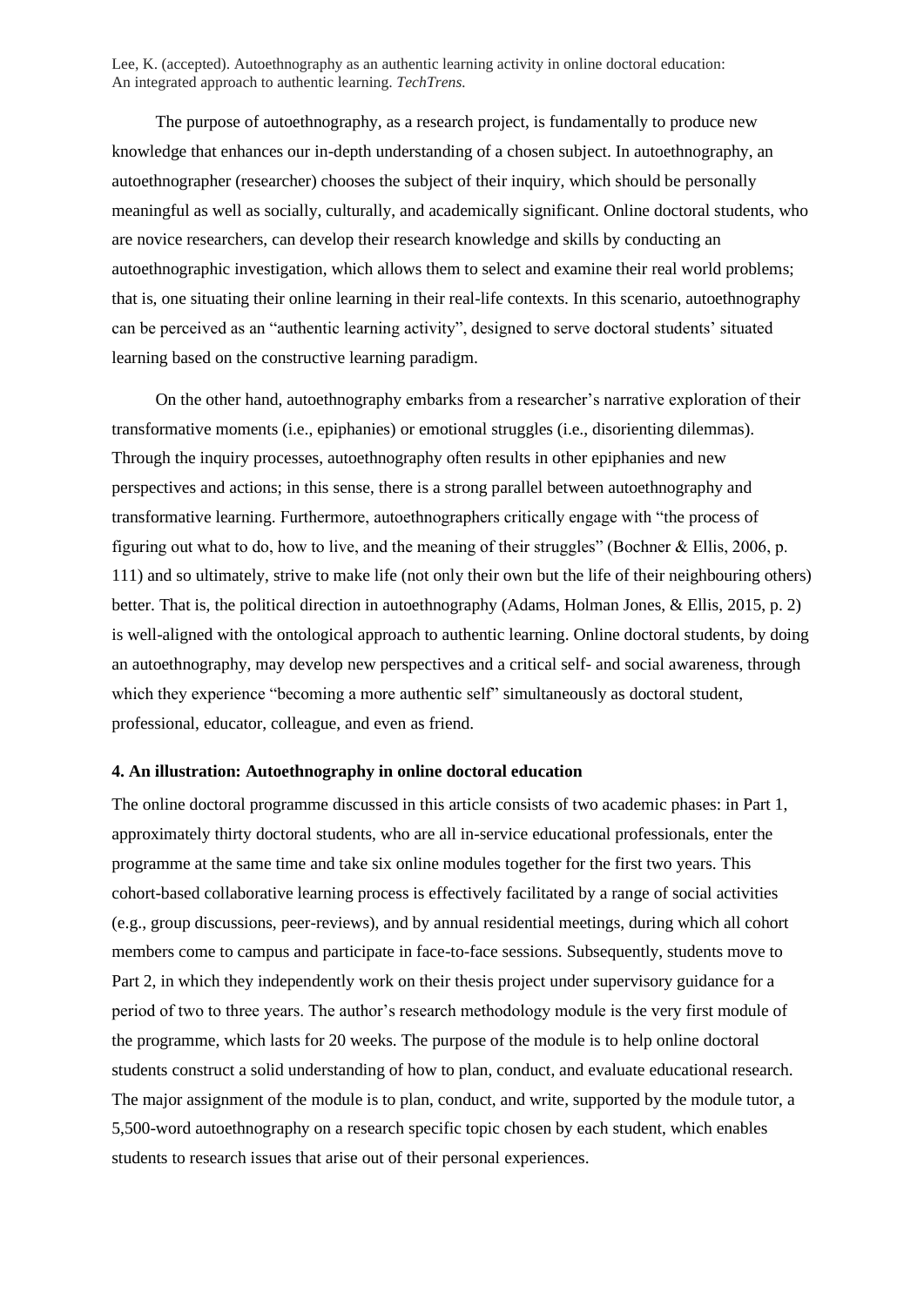The purpose of autoethnography, as a research project, is fundamentally to produce new knowledge that enhances our in-depth understanding of a chosen subject. In autoethnography, an autoethnographer (researcher) chooses the subject of their inquiry, which should be personally meaningful as well as socially, culturally, and academically significant. Online doctoral students, who are novice researchers, can develop their research knowledge and skills by conducting an autoethnographic investigation, which allows them to select and examine their real world problems; that is, one situating their online learning in their real-life contexts. In this scenario, autoethnography can be perceived as an "authentic learning activity", designed to serve doctoral students' situated learning based on the constructive learning paradigm.

On the other hand, autoethnography embarks from a researcher's narrative exploration of their transformative moments (i.e., epiphanies) or emotional struggles (i.e., disorienting dilemmas). Through the inquiry processes, autoethnography often results in other epiphanies and new perspectives and actions; in this sense, there is a strong parallel between autoethnography and transformative learning. Furthermore, autoethnographers critically engage with "the process of figuring out what to do, how to live, and the meaning of their struggles" (Bochner & Ellis, 2006, p. 111) and so ultimately, strive to make life (not only their own but the life of their neighbouring others) better. That is, the political direction in autoethnography (Adams, Holman Jones, & Ellis, 2015, p. 2) is well-aligned with the ontological approach to authentic learning. Online doctoral students, by doing an autoethnography, may develop new perspectives and a critical self- and social awareness, through which they experience "becoming a more authentic self" simultaneously as doctoral student, professional, educator, colleague, and even as friend.

## 4. An illustration: Autoethnography in online doctoral education

The online doctoral programme discussed in this article consists of two academic phases: in Part 1, approximately thirty doctoral students, who are all in-service educational professionals, enter the programme at the same time and take six online modules together for the first two years. This cohort-based collaborative learning process is effectively facilitated by a range of social activities (e.g., group discussions, peer-reviews), and by annual residential meetings, during which all cohort members come to campus and participate in face-to-face sessions. Subsequently, students move to Part 2, in which they independently work on their thesis project under supervisory guidance for a period of two to three years. The author's research methodology module is the very first module of the programme, which lasts for 20 weeks. The purpose of the module is to help online doctoral students construct a solid understanding of how to plan, conduct, and evaluate educational research. The major assignment of the module is to plan, conduct, and write, supported by the module tutor, a 5,500-word autoethnography on a research specific topic chosen by each student, which enables students to research issues that arise out of their personal experiences.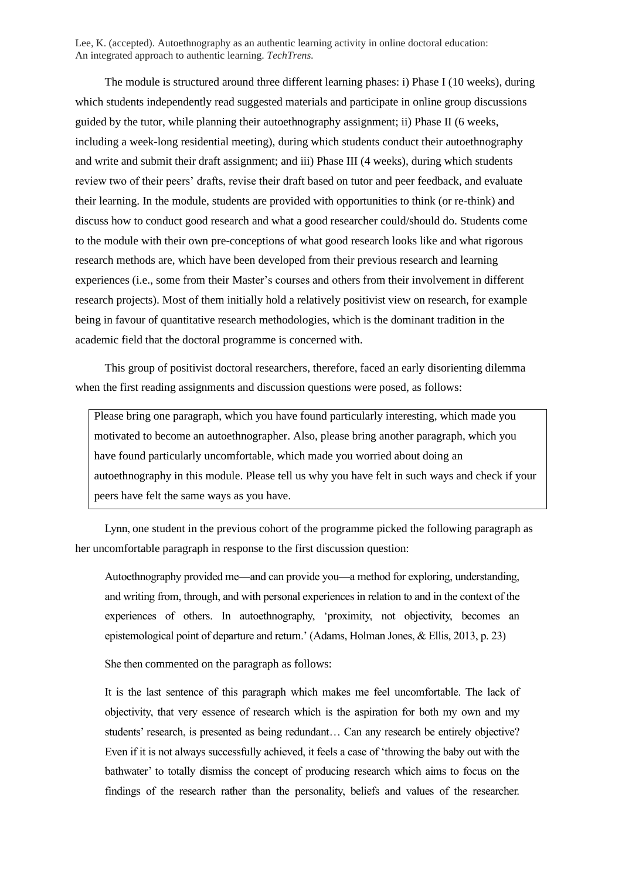The module is structured around three different learning phases: i) Phase I (10 weeks), during which students independently read suggested materials and participate in online group discussions guided by the tutor, while planning their autoethnography assignment; ii) Phase II (6 weeks, including a week-long residential meeting), during which students conduct their autoethnography and write and submit their draft assignment; and iii) Phase III (4 weeks), during which students review two of their peers' drafts, revise their draft based on tutor and peer feedback, and evaluate their learning. In the module, students are provided with opportunities to think (or re-think) and discuss how to conduct good research and what a good researcher could/should do. Students come to the module with their own pre-conceptions of what good research looks like and what rigorous research methods are, which have been developed from their previous research and learning experiences (i.e., some from their Master's courses and others from their involvement in different research projects). Most of them initially hold a relatively positivist view on research, for example being in favour of quantitative research methodologies, which is the dominant tradition in the academic field that the doctoral programme is concerned with.

This group of positivist doctoral researchers, therefore, faced an early disorienting dilemma when the first reading assignments and discussion questions were posed, as follows:

> Please bring one paragraph, which you have found particularly interesting, which made you motivated to become an autoethnographer. Also, please bring another paragraph, which you have found particularly uncomfortable, which made you worried about doing an autoethnography in this module. Please tell us why you have felt in such ways and check if your peers have felt the same ways as you have.

Lynn, one student in the previous cohort of the programme picked the following paragraph as her uncomfortable paragraph in response to the first discussion question:

> Autoethnography provided me—and can provide you—a method for exploring, understanding, and writing from, through, and with personal experiences in relation to and in the context of the experiences of others. In autoethnography, 'proximity, not objectivity, becomes an epistemological point of departure and return.' (Adams, Holman Jones, & Ellis, 2013, p. 23)

She then commented on the paragraph as follows:

> It is the last sentence of this paragraph which makes me feel uncomfortable. The lack of objectivity, that very essence of research which is the aspiration for both my own and my students' research, is presented as being redundant… Can any research be entirely objective? Even if it is not always successfully achieved, it feels a case of 'throwing the baby out with the bathwater' to totally dismiss the concept of producing research which aims to focus on the findings of the research rather than the personality, beliefs and values of the researcher.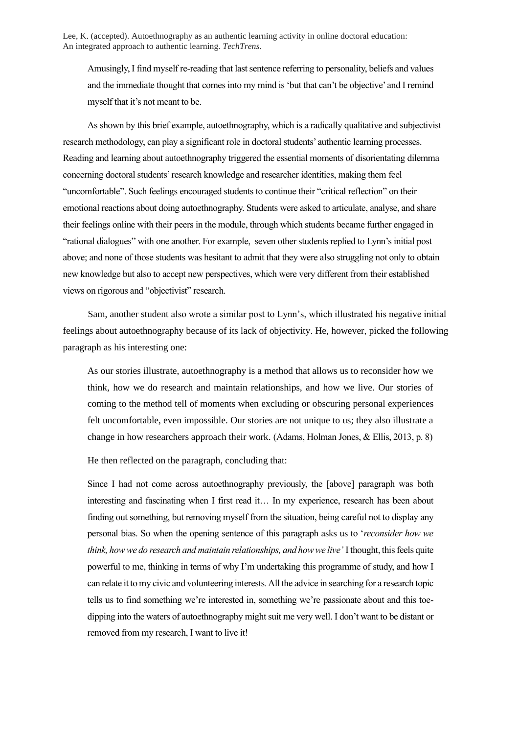> Amusingly, I find myself re-reading that last sentence referring to personality, beliefs and values and the immediate thought that comes into my mind is 'but that can't be objective' and I remind myself that it's not meant to be.

As shown by this brief example, autoethnography, which is a radically qualitative and subjectivist research methodology, can play a significant role in doctoral students' authentic learning processes. Reading and learning about autoethnography triggered the essential moments of disorientating dilemma concerning doctoral students' research knowledge and researcher identities, making them feel "uncomfortable". Such feelings encouraged students to continue their "critical reflection" on their emotional reactions about doing autoethnography. Students were asked to articulate, analyse, and share their feelings online with their peers in the module, through which students became further engaged in "rational dialogues" with one another. For example, seven other students replied to Lynn's initial post above; and none of those students was hesitant to admit that they were also struggling not only to obtain new knowledge but also to accept new perspectives, which were very different from their established views on rigorous and "objectivist" research.

Sam, another student also wrote a similar post to Lynn's, which illustrated his negative initial feelings about autoethnography because of its lack of objectivity. He, however, picked the following paragraph as his interesting one:

> As our stories illustrate, autoethnography is a method that allows us to reconsider how we think, how we do research and maintain relationships, and how we live. Our stories of coming to the method tell of moments when excluding or obscuring personal experiences felt uncomfortable, even impossible. Our stories are not unique to us; they also illustrate a change in how researchers approach their work. (Adams, Holman Jones, & Ellis, 2013, p. 8)

He then reflected on the paragraph, concluding that:

> Since I had not come across autoethnography previously, the [above] paragraph was both interesting and fascinating when I first read it… In my experience, research has been about finding out something, but removing myself from the situation, being careful not to display any personal bias. So when the opening sentence of this paragraph asks us to '*reconsider how we think, how we do research and maintain relationships, and how we live'* I thought, this feels quite powerful to me, thinking in terms of why I'm undertaking this programme of study, and how I can relate it to my civic and volunteering interests. All the advice in searching for a research topic tells us to find something we're interested in, something we're passionate about and this toe-dipping into the waters of autoethnography might suit me very well. I don't want to be distant or removed from my research, I want to live it!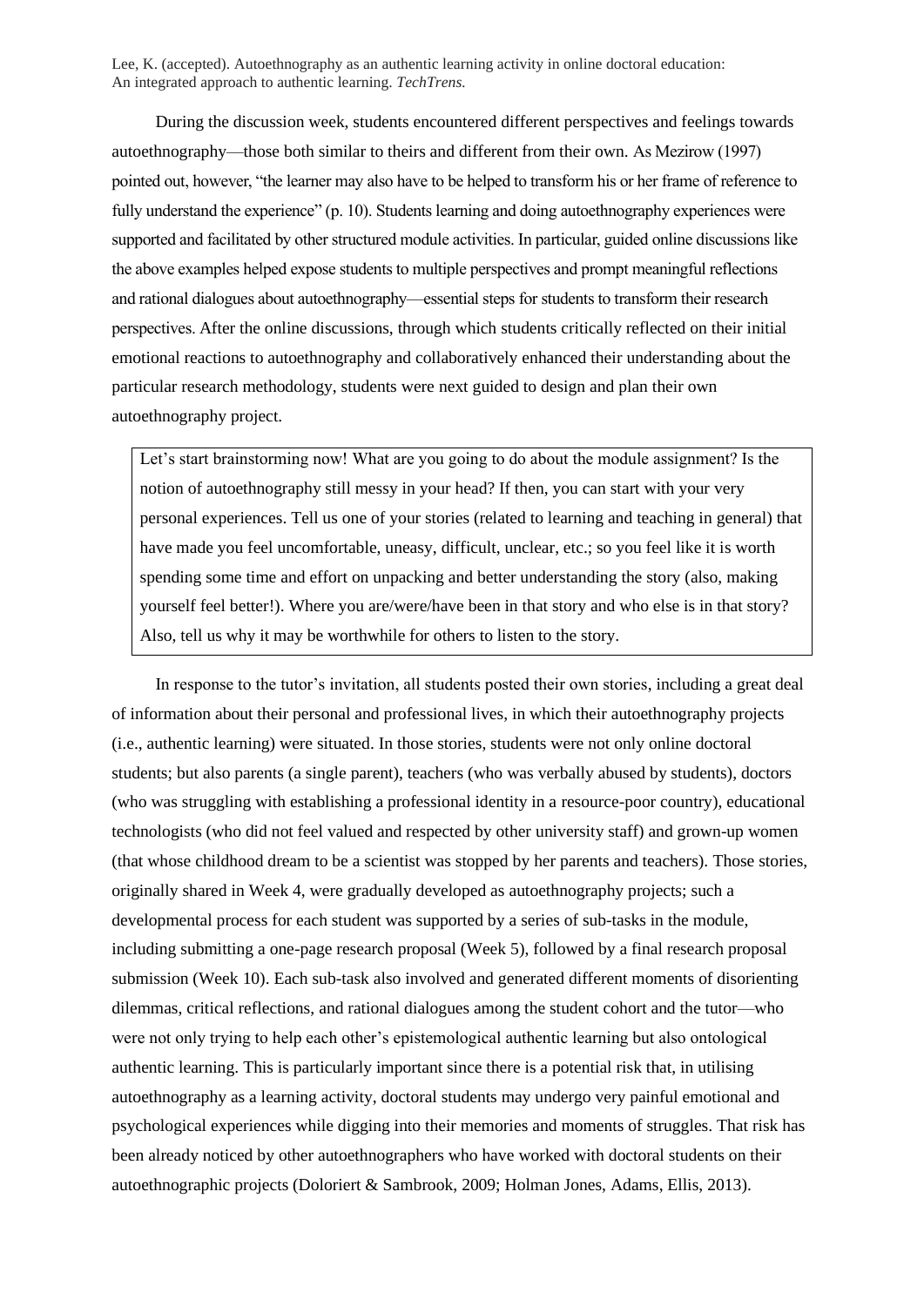During the discussion week, students encountered different perspectives and feelings towards autoethnography—those both similar to theirs and different from their own. As Mezirow (1997) pointed out, however, "the learner may also have to be helped to transform his or her frame of reference to fully understand the experience" (p. 10). Students learning and doing autoethnography experiences were supported and facilitated by other structured module activities. In particular, guided online discussions like the above examples helped expose students to multiple perspectives and prompt meaningful reflections and rational dialogues about autoethnography—essential steps for students to transform their research perspectives. After the online discussions, through which students critically reflected on their initial emotional reactions to autoethnography and collaboratively enhanced their understanding about the particular research methodology, students were next guided to design and plan their own autoethnography project.

> Let's start brainstorming now! What are you going to do about the module assignment? Is the notion of autoethnography still messy in your head? If then, you can start with your very personal experiences. Tell us one of your stories (related to learning and teaching in general) that have made you feel uncomfortable, uneasy, difficult, unclear, etc.; so you feel like it is worth spending some time and effort on unpacking and better understanding the story (also, making yourself feel better!). Where you are/were/have been in that story and who else is in that story? Also, tell us why it may be worthwhile for others to listen to the story.

In response to the tutor's invitation, all students posted their own stories, including a great deal of information about their personal and professional lives, in which their autoethnography projects (i.e., authentic learning) were situated. In those stories, students were not only online doctoral students; but also parents (a single parent), teachers (who was verbally abused by students), doctors (who was struggling with establishing a professional identity in a resource-poor country), educational technologists (who did not feel valued and respected by other university staff) and grown-up women (that whose childhood dream to be a scientist was stopped by her parents and teachers). Those stories, originally shared in Week 4, were gradually developed as autoethnography projects; such a developmental process for each student was supported by a series of sub-tasks in the module, including submitting a one-page research proposal (Week 5), followed by a final research proposal submission (Week 10). Each sub-task also involved and generated different moments of disorienting dilemmas, critical reflections, and rational dialogues among the student cohort and the tutor—who were not only trying to help each other's epistemological authentic learning but also ontological authentic learning. This is particularly important since there is a potential risk that, in utilising autoethnography as a learning activity, doctoral students may undergo very painful emotional and psychological experiences while digging into their memories and moments of struggles. That risk has been already noticed by other autoethnographers who have worked with doctoral students on their autoethnographic projects (Doloriert & Sambrook, 2009; Holman Jones, Adams, Ellis, 2013).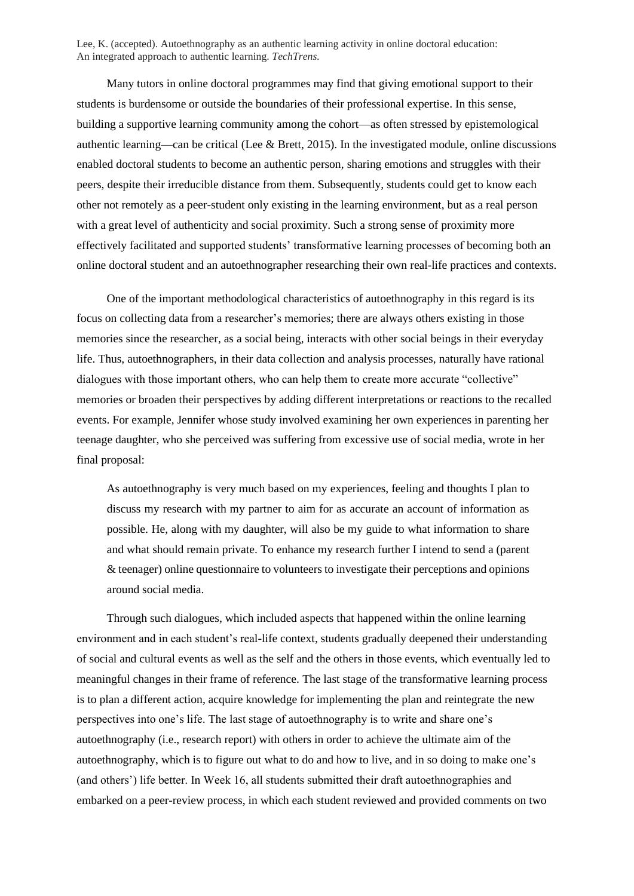Many tutors in online doctoral programmes may find that giving emotional support to their students is burdensome or outside the boundaries of their professional expertise. In this sense, building a supportive learning community among the cohort—as often stressed by epistemological authentic learning—can be critical (Lee & Brett, 2015). In the investigated module, online discussions enabled doctoral students to become an authentic person, sharing emotions and struggles with their peers, despite their irreducible distance from them. Subsequently, students could get to know each other not remotely as a peer-student only existing in the learning environment, but as a real person with a great level of authenticity and social proximity. Such a strong sense of proximity more effectively facilitated and supported students' transformative learning processes of becoming both an online doctoral student and an autoethnographer researching their own real-life practices and contexts.

One of the important methodological characteristics of autoethnography in this regard is its focus on collecting data from a researcher's memories; there are always others existing in those memories since the researcher, as a social being, interacts with other social beings in their everyday life. Thus, autoethnographers, in their data collection and analysis processes, naturally have rational dialogues with those important others, who can help them to create more accurate "collective" memories or broaden their perspectives by adding different interpretations or reactions to the recalled events. For example, Jennifer whose study involved examining her own experiences in parenting her teenage daughter, who she perceived was suffering from excessive use of social media, wrote in her final proposal:

> As autoethnography is very much based on my experiences, feeling and thoughts I plan to discuss my research with my partner to aim for as accurate an account of information as possible. He, along with my daughter, will also be my guide to what information to share and what should remain private. To enhance my research further I intend to send a (parent & teenager) online questionnaire to volunteers to investigate their perceptions and opinions around social media.

Through such dialogues, which included aspects that happened within the online learning environment and in each student's real-life context, students gradually deepened their understanding of social and cultural events as well as the self and the others in those events, which eventually led to meaningful changes in their frame of reference. The last stage of the transformative learning process is to plan a different action, acquire knowledge for implementing the plan and reintegrate the new perspectives into one's life. The last stage of autoethnography is to write and share one's autoethnography (i.e., research report) with others in order to achieve the ultimate aim of the autoethnography, which is to figure out what to do and how to live, and in so doing to make one's (and others') life better. In Week 16, all students submitted their draft autoethnographies and embarked on a peer-review process, in which each student reviewed and provided comments on two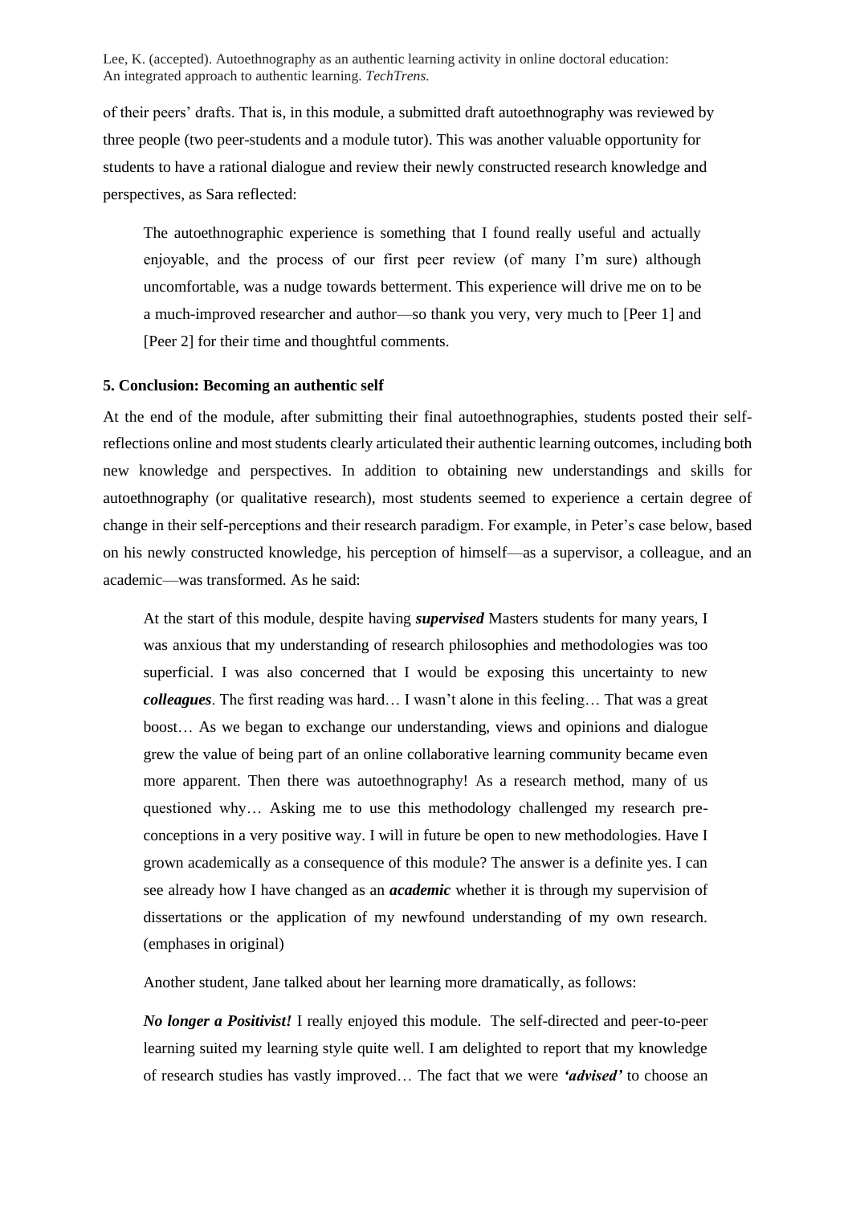of their peers' drafts. That is, in this module, a submitted draft autoethnography was reviewed by three people (two peer-students and a module tutor). This was another valuable opportunity for students to have a rational dialogue and review their newly constructed research knowledge and perspectives, as Sara reflected:

> The autoethnographic experience is something that I found really useful and actually enjoyable, and the process of our first peer review (of many I'm sure) although uncomfortable, was a nudge towards betterment. This experience will drive me on to be a much-improved researcher and author—so thank you very, very much to [Peer 1] and [Peer 2] for their time and thoughtful comments.

## 5. Conclusion: Becoming an authentic self

At the end of the module, after submitting their final autoethnographies, students posted their self-reflections online and most students clearly articulated their authentic learning outcomes, including both new knowledge and perspectives. In addition to obtaining new understandings and skills for autoethnography (or qualitative research), most students seemed to experience a certain degree of change in their self-perceptions and their research paradigm. For example, in Peter's case below, based on his newly constructed knowledge, his perception of himself—as a supervisor, a colleague, and an academic—was transformed. As he said:

> At the start of this module, despite having ***supervised*** Masters students for many years, I was anxious that my understanding of research philosophies and methodologies was too superficial. I was also concerned that I would be exposing this uncertainty to new ***colleagues***. The first reading was hard… I wasn't alone in this feeling… That was a great boost… As we began to exchange our understanding, views and opinions and dialogue grew the value of being part of an online collaborative learning community became even more apparent. Then there was autoethnography! As a research method, many of us questioned why… Asking me to use this methodology challenged my research pre-conceptions in a very positive way. I will in future be open to new methodologies. Have I grown academically as a consequence of this module? The answer is a definite yes. I can see already how I have changed as an ***academic*** whether it is through my supervision of dissertations or the application of my newfound understanding of my own research. (emphases in original)

Another student, Jane talked about her learning more dramatically, as follows:

> ***No longer a Positivist!*** I really enjoyed this module. The self-directed and peer-to-peer learning suited my learning style quite well. I am delighted to report that my knowledge of research studies has vastly improved… The fact that we were ***'advised'*** to choose an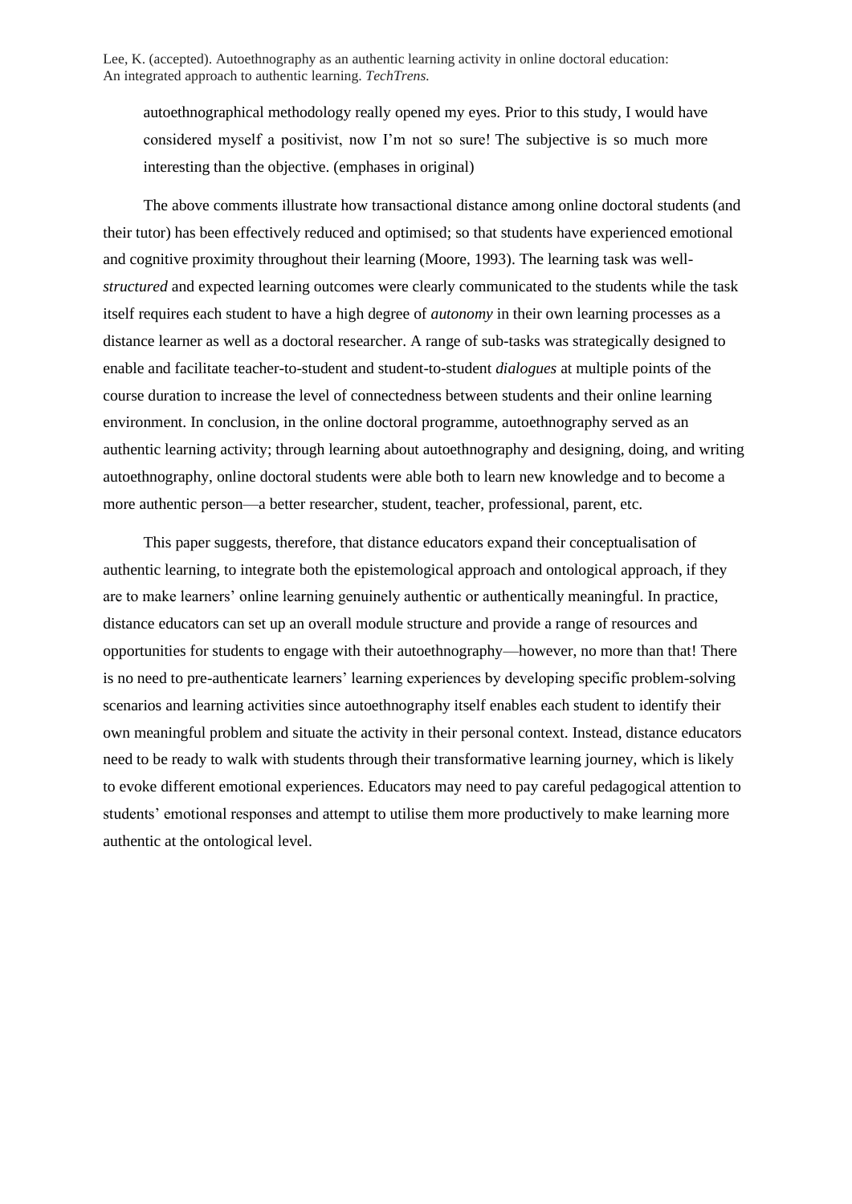> autoethnographical methodology really opened my eyes. Prior to this study, I would have considered myself a positivist, now I'm not so sure! The subjective is so much more interesting than the objective. (emphases in original)

The above comments illustrate how transactional distance among online doctoral students (and their tutor) has been effectively reduced and optimised; so that students have experienced emotional and cognitive proximity throughout their learning (Moore, 1993). The learning task was well-*structured* and expected learning outcomes were clearly communicated to the students while the task itself requires each student to have a high degree of *autonomy* in their own learning processes as a distance learner as well as a doctoral researcher. A range of sub-tasks was strategically designed to enable and facilitate teacher-to-student and student-to-student *dialogues* at multiple points of the course duration to increase the level of connectedness between students and their online learning environment. In conclusion, in the online doctoral programme, autoethnography served as an authentic learning activity; through learning about autoethnography and designing, doing, and writing autoethnography, online doctoral students were able both to learn new knowledge and to become a more authentic person—a better researcher, student, teacher, professional, parent, etc.

This paper suggests, therefore, that distance educators expand their conceptualisation of authentic learning, to integrate both the epistemological approach and ontological approach, if they are to make learners' online learning genuinely authentic or authentically meaningful. In practice, distance educators can set up an overall module structure and provide a range of resources and opportunities for students to engage with their autoethnography—however, no more than that! There is no need to pre-authenticate learners' learning experiences by developing specific problem-solving scenarios and learning activities since autoethnography itself enables each student to identify their own meaningful problem and situate the activity in their personal context. Instead, distance educators need to be ready to walk with students through their transformative learning journey, which is likely to evoke different emotional experiences. Educators may need to pay careful pedagogical attention to students' emotional responses and attempt to utilise them more productively to make learning more authentic at the ontological level.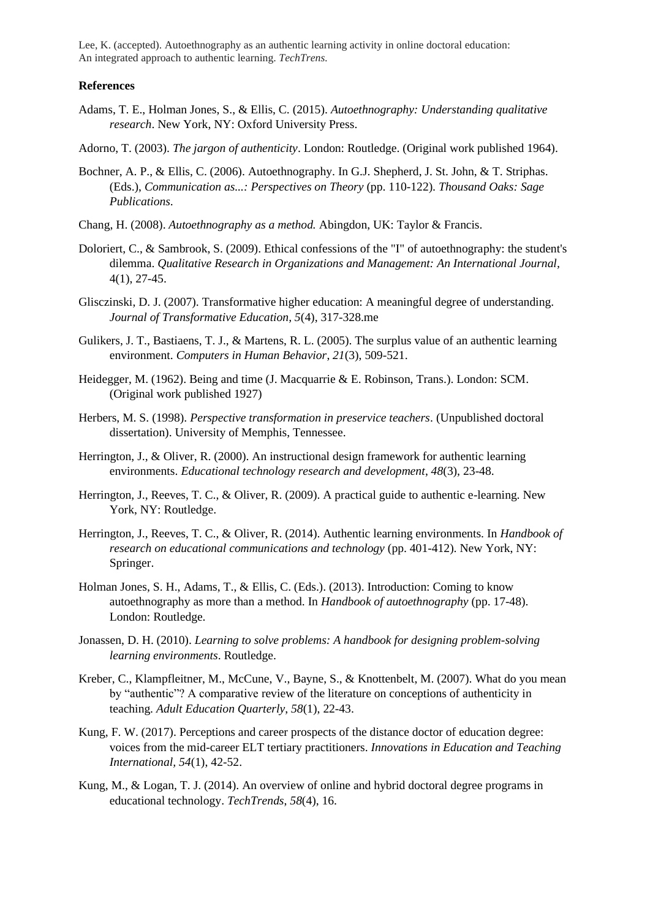## References

Adams, T. E., Holman Jones, S., & Ellis, C. (2015). *Autoethnography: Understanding qualitative research*. New York, NY: Oxford University Press.

Adorno, T. (2003). *The jargon of authenticity*. London: Routledge. (Original work published 1964).

Bochner, A. P., & Ellis, C. (2006). Autoethnography. In G.J. Shepherd, J. St. John, & T. Striphas. (Eds.), *Communication as...: Perspectives on Theory* (pp. 110-122). *Thousand Oaks: Sage Publications*.

Chang, H. (2008). *Autoethnography as a method.* Abingdon, UK: Taylor & Francis.

Doloriert, C., & Sambrook, S. (2009). Ethical confessions of the "I" of autoethnography: the student's dilemma. *Qualitative Research in Organizations and Management: An International Journal*, 4(1), 27-45.

Glisczinski, D. J. (2007). Transformative higher education: A meaningful degree of understanding. *Journal of Transformative Education, 5*(4), 317-328.me

Gulikers, J. T., Bastiaens, T. J., & Martens, R. L. (2005). The surplus value of an authentic learning environment. *Computers in Human Behavior*, *21*(3), 509-521.

Heidegger, M. (1962). Being and time (J. Macquarrie & E. Robinson, Trans.). London: SCM. (Original work published 1927)

Herbers, M. S. (1998). *Perspective transformation in preservice teachers*. (Unpublished doctoral dissertation). University of Memphis, Tennessee.

Herrington, J., & Oliver, R. (2000). An instructional design framework for authentic learning environments. *Educational technology research and development*, *48*(3), 23-48.

Herrington, J., Reeves, T. C., & Oliver, R. (2009). A practical guide to authentic e-learning. New York, NY: Routledge.

Herrington, J., Reeves, T. C., & Oliver, R. (2014). Authentic learning environments. In *Handbook of research on educational communications and technology* (pp. 401-412). New York, NY: Springer.

Holman Jones, S. H., Adams, T., & Ellis, C. (Eds.). (2013). Introduction: Coming to know autoethnography as more than a method. In *Handbook of autoethnography* (pp. 17-48). London: Routledge.

Jonassen, D. H. (2010). *Learning to solve problems: A handbook for designing problem-solving learning environments*. Routledge.

Kreber, C., Klampfleitner, M., McCune, V., Bayne, S., & Knottenbelt, M. (2007). What do you mean by "authentic"? A comparative review of the literature on conceptions of authenticity in teaching. *Adult Education Quarterly*, *58*(1), 22-43.

Kung, F. W. (2017). Perceptions and career prospects of the distance doctor of education degree: voices from the mid-career ELT tertiary practitioners. *Innovations in Education and Teaching International, 54*(1), 42-52.

Kung, M., & Logan, T. J. (2014). An overview of online and hybrid doctoral degree programs in educational technology. *TechTrends*, *58*(4), 16.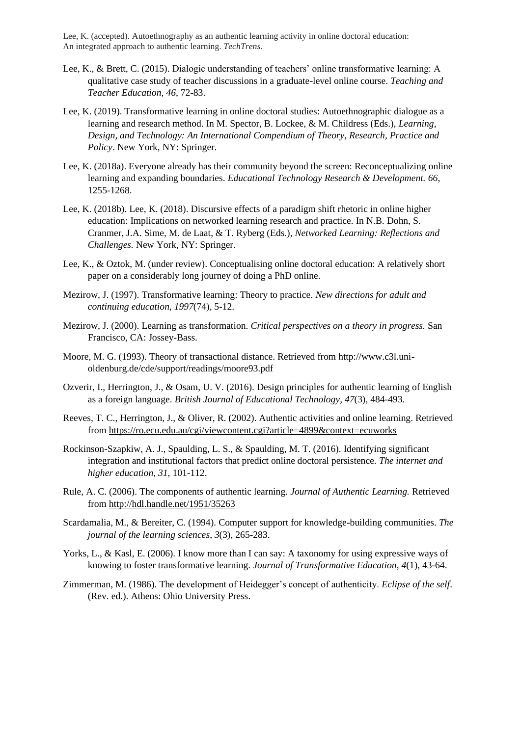Lee, K. (accepted). Autoethnography as an authentic learning activity in online doctoral education: An integrated approach to authentic learning. *TechTrens.*

Lee, K., & Brett, C. (2015). Dialogic understanding of teachers' online transformative learning: A qualitative case study of teacher discussions in a graduate-level online course. *Teaching and Teacher Education, 46*, 72-83.

Lee, K. (2019). Transformative learning in online doctoral studies: Autoethnographic dialogue as a learning and research method. In M. Spector, B. Lockee, & M. Childress (Eds.), *Learning, Design, and Technology: An International Compendium of Theory, Research, Practice and Policy*. New York, NY: Springer.

Lee, K. (2018a). Everyone already has their community beyond the screen: Reconceptualizing online learning and expanding boundaries. *Educational Technology Research & Development. 66*, 1255-1268.

Lee, K. (2018b). Lee, K. (2018). Discursive effects of a paradigm shift rhetoric in online higher education: Implications on networked learning research and practice. In N.B. Dohn, S. Cranmer, J.A. Sime, M. de Laat, & T. Ryberg (Eds.), *Networked Learning: Reflections and Challenges.* New York, NY: Springer.

Lee, K., & Oztok, M. (under review). Conceptualising online doctoral education: A relatively short paper on a considerably long journey of doing a PhD online.

Mezirow, J. (1997). Transformative learning: Theory to practice. *New directions for adult and continuing education*, *1997*(74), 5-12.

Mezirow, J. (2000). Learning as transformation. *Critical perspectives on a theory in progress.* San Francisco, CA: Jossey-Bass.

Moore, M. G. (1993). Theory of transactional distance. Retrieved from http://www.c3l.uni-oldenburg.de/cde/support/readings/moore93.pdf

Ozverir, I., Herrington, J., & Osam, U. V. (2016). Design principles for authentic learning of English as a foreign language. *British Journal of Educational Technology*, *47*(3), 484-493.

Reeves, T. C., Herrington, J., & Oliver, R. (2002). Authentic activities and online learning. Retrieved from https://ro.ecu.edu.au/cgi/viewcontent.cgi?article=4899&context=ecuworks

Rockinson-Szapkiw, A. J., Spaulding, L. S., & Spaulding, M. T. (2016). Identifying significant integration and institutional factors that predict online doctoral persistence. *The internet and higher education*, *31*, 101-112.

Rule, A. C. (2006). The components of authentic learning. *Journal of Authentic Learning.* Retrieved from http://hdl.handle.net/1951/35263

Scardamalia, M., & Bereiter, C. (1994). Computer support for knowledge-building communities. *The journal of the learning sciences*, *3*(3), 265-283.

Yorks, L., & Kasl, E. (2006). I know more than I can say: A taxonomy for using expressive ways of knowing to foster transformative learning. *Journal of Transformative Education*, *4*(1), 43-64.

Zimmerman, M. (1986). The development of Heidegger's concept of authenticity. *Eclipse of the self*. (Rev. ed.). Athens: Ohio University Press.